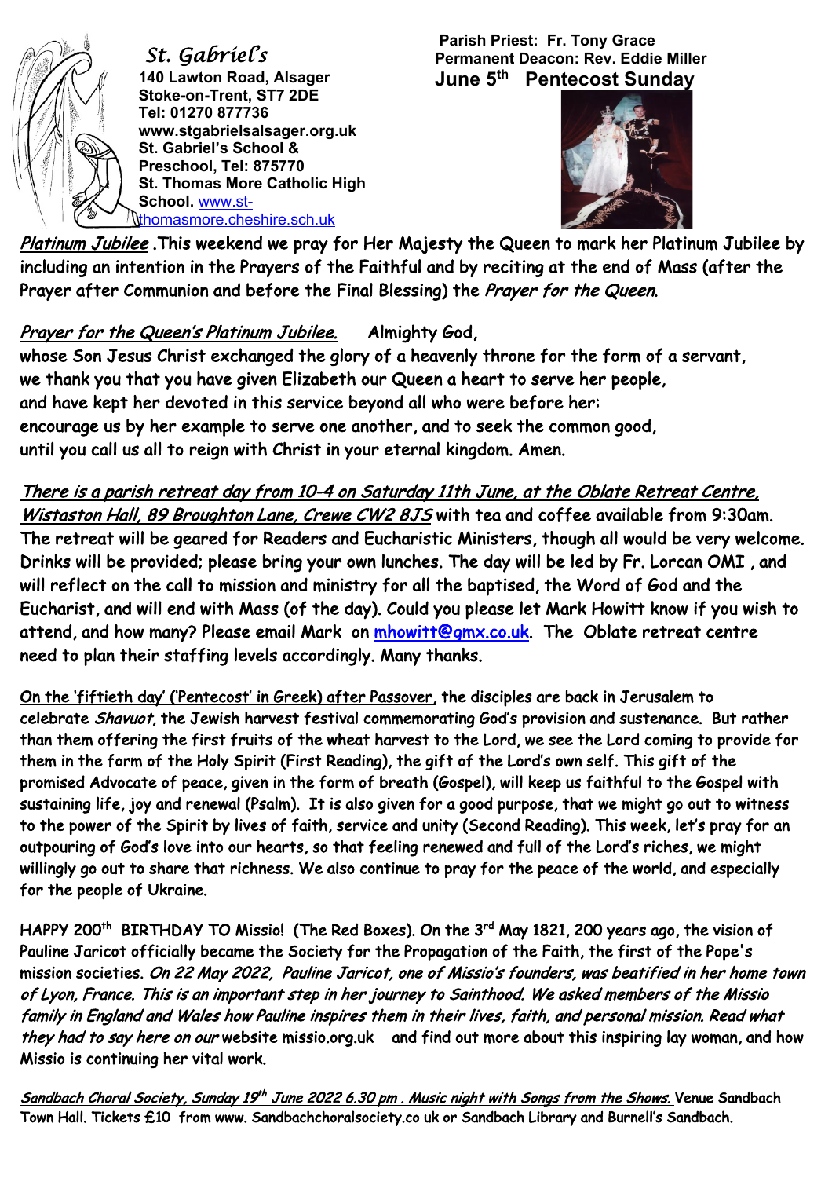*St. Gabriel's*
**140 Lawton Road, Alsager**
**Stoke-on-Trent, ST7 2DE**
**Tel: 01270 877736**
**www.stgabrielsalsager.org.uk**
**St. Gabriel's School & Preschool, Tel: 875770**
**St. Thomas More Catholic High School.** www.st-thomasmore.cheshire.sch.uk

**Parish Priest: Fr. Tony Grace**
**Permanent Deacon: Rev. Eddie Miller**

## June 5th Pentecost Sunday

*Platinum Jubilee* .This weekend we pray for Her Majesty the Queen to mark her Platinum Jubilee by including an intention in the Prayers of the Faithful and by reciting at the end of Mass (after the Prayer after Communion and before the Final Blessing) the *Prayer for the Queen*.

*Prayer for the Queen's Platinum Jubilee.* Almighty God,
whose Son Jesus Christ exchanged the glory of a heavenly throne for the form of a servant,
we thank you that you have given Elizabeth our Queen a heart to serve her people,
and have kept her devoted in this service beyond all who were before her:
encourage us by her example to serve one another, and to seek the common good,
until you call us all to reign with Christ in your eternal kingdom. Amen.

*There is a parish retreat day from 10-4 on Saturday 11th June, at the Oblate Retreat Centre, Wistaston Hall, 89 Broughton Lane, Crewe CW2 8JS* with tea and coffee available from 9:30am. The retreat will be geared for Readers and Eucharistic Ministers, though all would be very welcome. Drinks will be provided; please bring your own lunches. The day will be led by Fr. Lorcan OMI , and will reflect on the call to mission and ministry for all the baptised, the Word of God and the Eucharist, and will end with Mass (of the day). Could you please let Mark Howitt know if you wish to attend, and how many? Please email Mark on mhowitt@gmx.co.uk. The Oblate retreat centre need to plan their staffing levels accordingly. Many thanks.

On the 'fiftieth day' ('Pentecost' in Greek) after Passover, the disciples are back in Jerusalem to celebrate *Shavuot*, the Jewish harvest festival commemorating God's provision and sustenance. But rather than them offering the first fruits of the wheat harvest to the Lord, we see the Lord coming to provide for them in the form of the Holy Spirit (First Reading), the gift of the Lord's own self. This gift of the promised Advocate of peace, given in the form of breath (Gospel), will keep us faithful to the Gospel with sustaining life, joy and renewal (Psalm). It is also given for a good purpose, that we might go out to witness to the power of the Spirit by lives of faith, service and unity (Second Reading). This week, let's pray for an outpouring of God's love into our hearts, so that feeling renewed and full of the Lord's riches, we might willingly go out to share that richness. We also continue to pray for the peace of the world, and especially for the people of Ukraine.

HAPPY 200th BIRTHDAY TO Missio! (The Red Boxes). On the 3rd May 1821, 200 years ago, the vision of Pauline Jaricot officially became the Society for the Propagation of the Faith, the first of the Pope's mission societies. *On 22 May 2022, Pauline Jaricot, one of Missio's founders, was beatified in her home town of Lyon, France. This is an important step in her journey to Sainthood. We asked members of the Missio family in England and Wales how Pauline inspires them in their lives, faith, and personal mission. Read what they had to say here on our* website missio.org.uk and find out more about this inspiring lay woman, and how Missio is continuing her vital work.

*Sandbach Choral Society, Sunday 19th June 2022 6.30 pm . Music night with Songs from the Shows.* Venue Sandbach Town Hall. Tickets £10 from www. Sandbachchoralsociety.co uk or Sandbach Library and Burnell's Sandbach.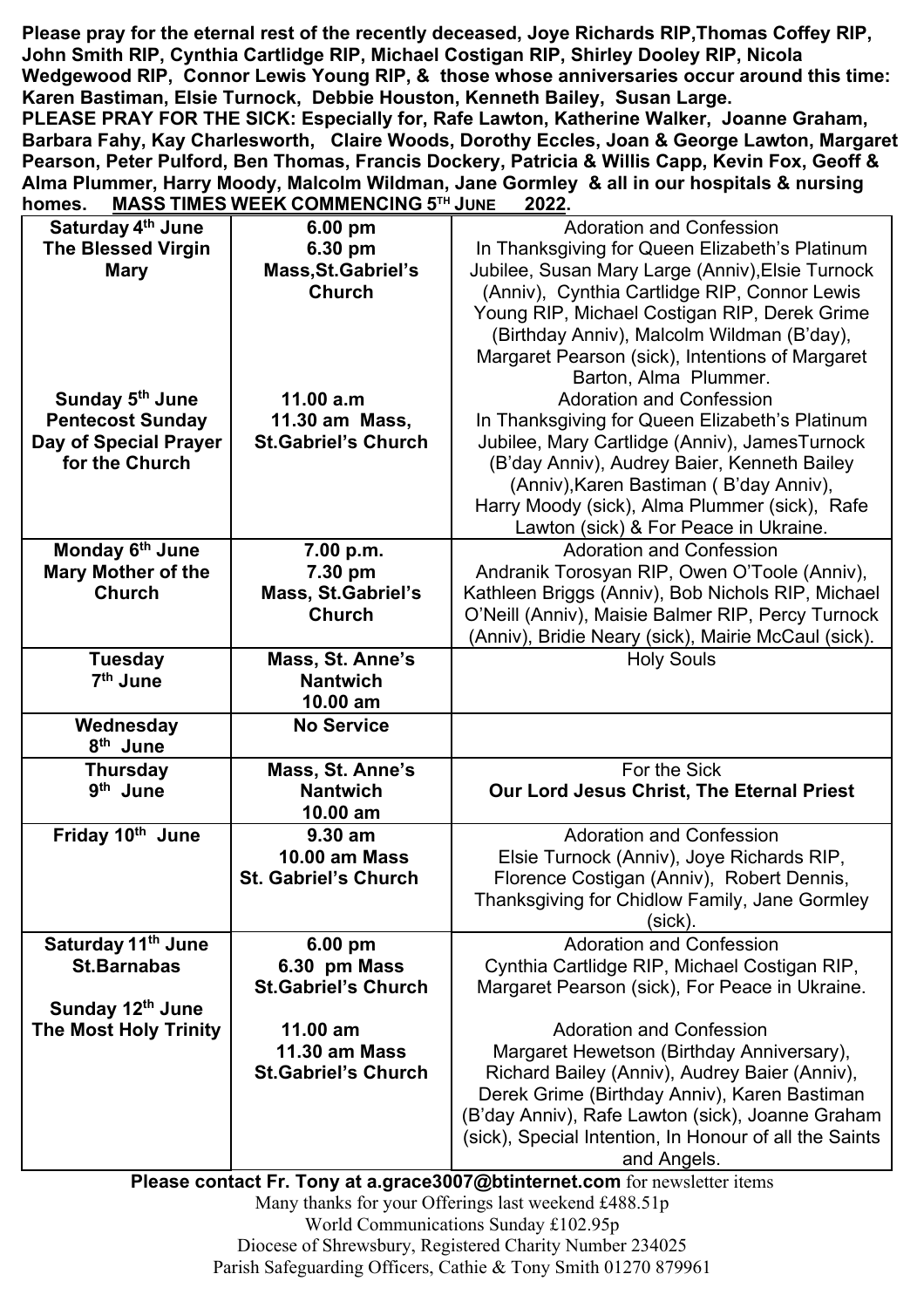**Please pray for the eternal rest of the recently deceased, Joye Richards RIP,Thomas Coffey RIP, John Smith RIP, Cynthia Cartlidge RIP, Michael Costigan RIP, Shirley Dooley RIP, Nicola Wedgewood RIP, Connor Lewis Young RIP, & those whose anniversaries occur around this time: Karen Bastiman, Elsie Turnock, Debbie Houston, Kenneth Bailey, Susan Large.**

**PLEASE PRAY FOR THE SICK: Especially for, Rafe Lawton, Katherine Walker, Joanne Graham, Barbara Fahy, Kay Charlesworth, Claire Woods, Dorothy Eccles, Joan & George Lawton, Margaret Pearson, Peter Pulford, Ben Thomas, Francis Dockery, Patricia & Willis Capp, Kevin Fox, Geoff & Alma Plummer, Harry Moody, Malcolm Wildman, Jane Gormley & all in our hospitals & nursing homes.** **MASS TIMES WEEK COMMENCING 5TH JUNE 2022.**

| | | |
|---|---|---|
| **Saturday 4th June The Blessed Virgin Mary** | **6.00 pm** **6.30 pm Mass,St.Gabriel's Church** | Adoration and Confession<br>In Thanksgiving for Queen Elizabeth's Platinum Jubilee, Susan Mary Large (Anniv),Elsie Turnock (Anniv), Cynthia Cartlidge RIP, Connor Lewis Young RIP, Michael Costigan RIP, Derek Grime (Birthday Anniv), Malcolm Wildman (B'day), Margaret Pearson (sick), Intentions of Margaret Barton, Alma Plummer. |
| **Sunday 5th June Pentecost Sunday Day of Special Prayer for the Church** | **11.00 a.m** **11.30 am Mass, St.Gabriel's Church** | Adoration and Confession<br>In Thanksgiving for Queen Elizabeth's Platinum Jubilee, Mary Cartlidge (Anniv), JamesTurnock (B'day Anniv), Audrey Baier, Kenneth Bailey (Anniv),Karen Bastiman ( B'day Anniv), Harry Moody (sick), Alma Plummer (sick), Rafe Lawton (sick) & For Peace in Ukraine. |
| **Monday 6th June Mary Mother of the Church** | **7.00 p.m.** **7.30 pm Mass, St.Gabriel's Church** | Adoration and Confession<br>Andranik Torosyan RIP, Owen O'Toole (Anniv), Kathleen Briggs (Anniv), Bob Nichols RIP, Michael O'Neill (Anniv), Maisie Balmer RIP, Percy Turnock (Anniv), Bridie Neary (sick), Mairie McCaul (sick). |
| **Tuesday 7th June** | **Mass, St. Anne's Nantwich 10.00 am** | Holy Souls |
| **Wednesday 8th June** | **No Service** | |
| **Thursday 9th June** | **Mass, St. Anne's Nantwich 10.00 am** | For the Sick<br>**Our Lord Jesus Christ, The Eternal Priest** |
| **Friday 10th June** | **9.30 am** **10.00 am Mass St. Gabriel's Church** | Adoration and Confession<br>Elsie Turnock (Anniv), Joye Richards RIP, Florence Costigan (Anniv), Robert Dennis, Thanksgiving for Chidlow Family, Jane Gormley (sick). |
| **Saturday 11th June St.Barnabas** | **6.00 pm** **6.30 pm Mass St.Gabriel's Church** | Adoration and Confession<br>Cynthia Cartlidge RIP, Michael Costigan RIP, Margaret Pearson (sick), For Peace in Ukraine. |
| **Sunday 12th June The Most Holy Trinity** | **11.00 am** **11.30 am Mass St.Gabriel's Church** | Adoration and Confession<br>Margaret Hewetson (Birthday Anniversary), Richard Bailey (Anniv), Audrey Baier (Anniv), Derek Grime (Birthday Anniv), Karen Bastiman (B'day Anniv), Rafe Lawton (sick), Joanne Graham (sick), Special Intention, In Honour of all the Saints and Angels. |

**Please contact Fr. Tony at a.grace3007@btinternet.com** for newsletter items

Many thanks for your Offerings last weekend £488.51p

World Communications Sunday £102.95p

Diocese of Shrewsbury, Registered Charity Number 234025

Parish Safeguarding Officers, Cathie & Tony Smith 01270 879961